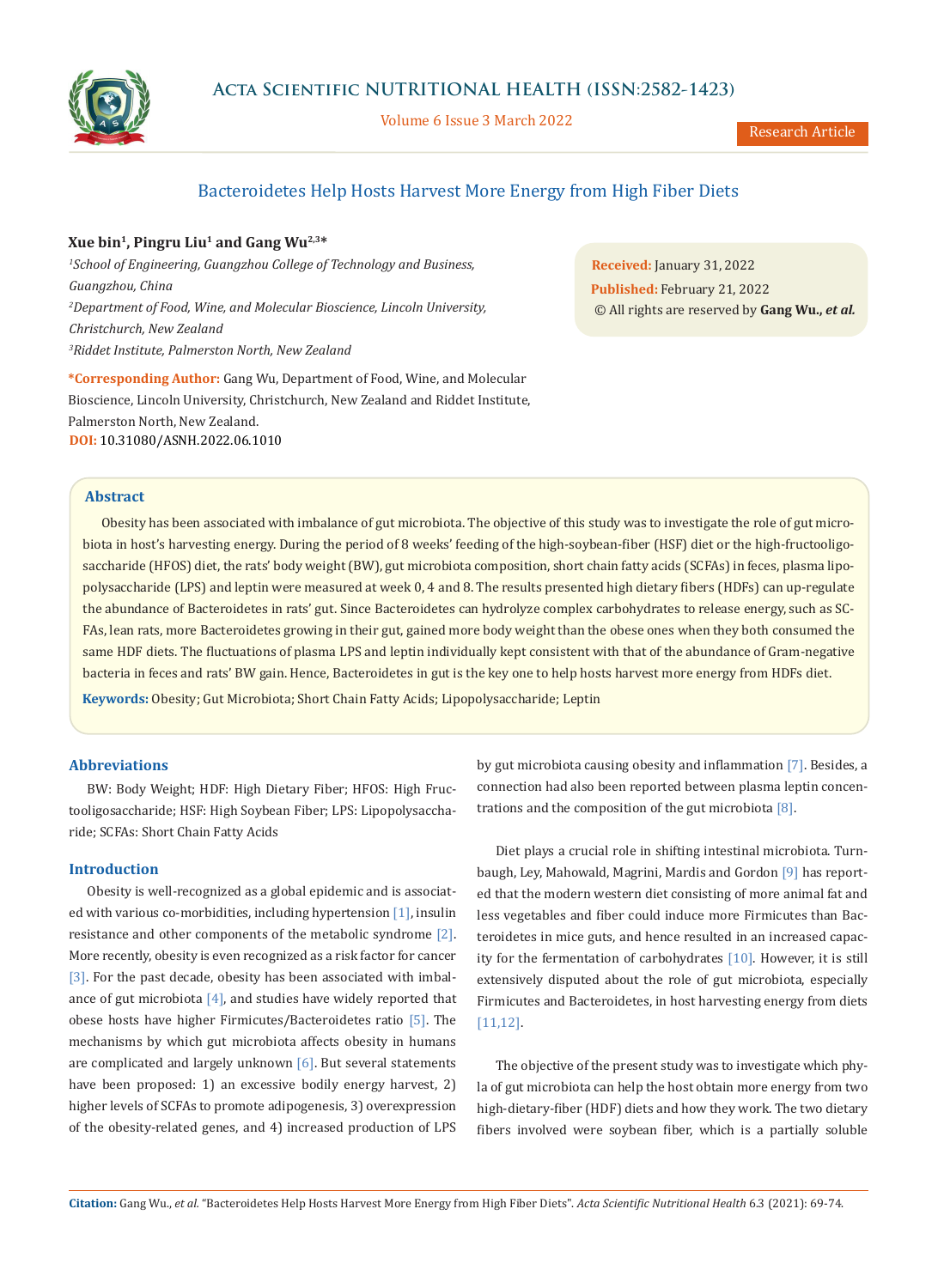Research Article

# Bacteroidetes Help Hosts Harvest More Energy from High Fiber Diets

**Xue bin[1], Pingru Liu[1] and Gang Wu[2,3]***

*[1]School of Engineering, Guangzhou College of Technology and Business, Guangzhou, China*

*[2]Department of Food, Wine, and Molecular Bioscience, Lincoln University, Christchurch, New Zealand*

*[3]Riddet Institute, Palmerston North, New Zealand*

**\*Corresponding Author:** Gang Wu, Department of Food, Wine, and Molecular Bioscience, Lincoln University, Christchurch, New Zealand and Riddet Institute, Palmerston North, New Zealand.

**DOI:** 10.31080/ASNH.2022.06.1010

**Received:** January 31, 2022
**Published:** February 21, 2022
© All rights are reserved by **Gang Wu.,** ***et al.***

## Abstract

Obesity has been associated with imbalance of gut microbiota. The objective of this study was to investigate the role of gut microbiota in host's harvesting energy. During the period of 8 weeks' feeding of the high-soybean-fiber (HSF) diet or the high-fructooligosaccharide (HFOS) diet, the rats' body weight (BW), gut microbiota composition, short chain fatty acids (SCFAs) in feces, plasma lipopolysaccharide (LPS) and leptin were measured at week 0, 4 and 8. The results presented high dietary fibers (HDFs) can up-regulate the abundance of Bacteroidetes in rats' gut. Since Bacteroidetes can hydrolyze complex carbohydrates to release energy, such as SCFAs, lean rats, more Bacteroidetes growing in their gut, gained more body weight than the obese ones when they both consumed the same HDF diets. The fluctuations of plasma LPS and leptin individually kept consistent with that of the abundance of Gram-negative bacteria in feces and rats' BW gain. Hence, Bacteroidetes in gut is the key one to help hosts harvest more energy from HDFs diet.

**Keywords:** Obesity; Gut Microbiota; Short Chain Fatty Acids; Lipopolysaccharide; Leptin

## Abbreviations

BW: Body Weight; HDF: High Dietary Fiber; HFOS: High Fructooligosaccharide; HSF: High Soybean Fiber; LPS: Lipopolysaccharide; SCFAs: Short Chain Fatty Acids

## Introduction

Obesity is well-recognized as a global epidemic and is associated with various co-morbidities, including hypertension [1], insulin resistance and other components of the metabolic syndrome [2]. More recently, obesity is even recognized as a risk factor for cancer [3]. For the past decade, obesity has been associated with imbalance of gut microbiota [4], and studies have widely reported that obese hosts have higher Firmicutes/Bacteroidetes ratio [5]. The mechanisms by which gut microbiota affects obesity in humans are complicated and largely unknown [6]. But several statements have been proposed: 1) an excessive bodily energy harvest, 2) higher levels of SCFAs to promote adipogenesis, 3) overexpression of the obesity-related genes, and 4) increased production of LPS by gut microbiota causing obesity and inflammation [7]. Besides, a connection had also been reported between plasma leptin concentrations and the composition of the gut microbiota [8].

Diet plays a crucial role in shifting intestinal microbiota. Turnbaugh, Ley, Mahowald, Magrini, Mardis and Gordon [9] has reported that the modern western diet consisting of more animal fat and less vegetables and fiber could induce more Firmicutes than Bacteroidetes in mice guts, and hence resulted in an increased capacity for the fermentation of carbohydrates [10]. However, it is still extensively disputed about the role of gut microbiota, especially Firmicutes and Bacteroidetes, in host harvesting energy from diets [11,12].

The objective of the present study was to investigate which phyla of gut microbiota can help the host obtain more energy from two high-dietary-fiber (HDF) diets and how they work. The two dietary fibers involved were soybean fiber, which is a partially soluble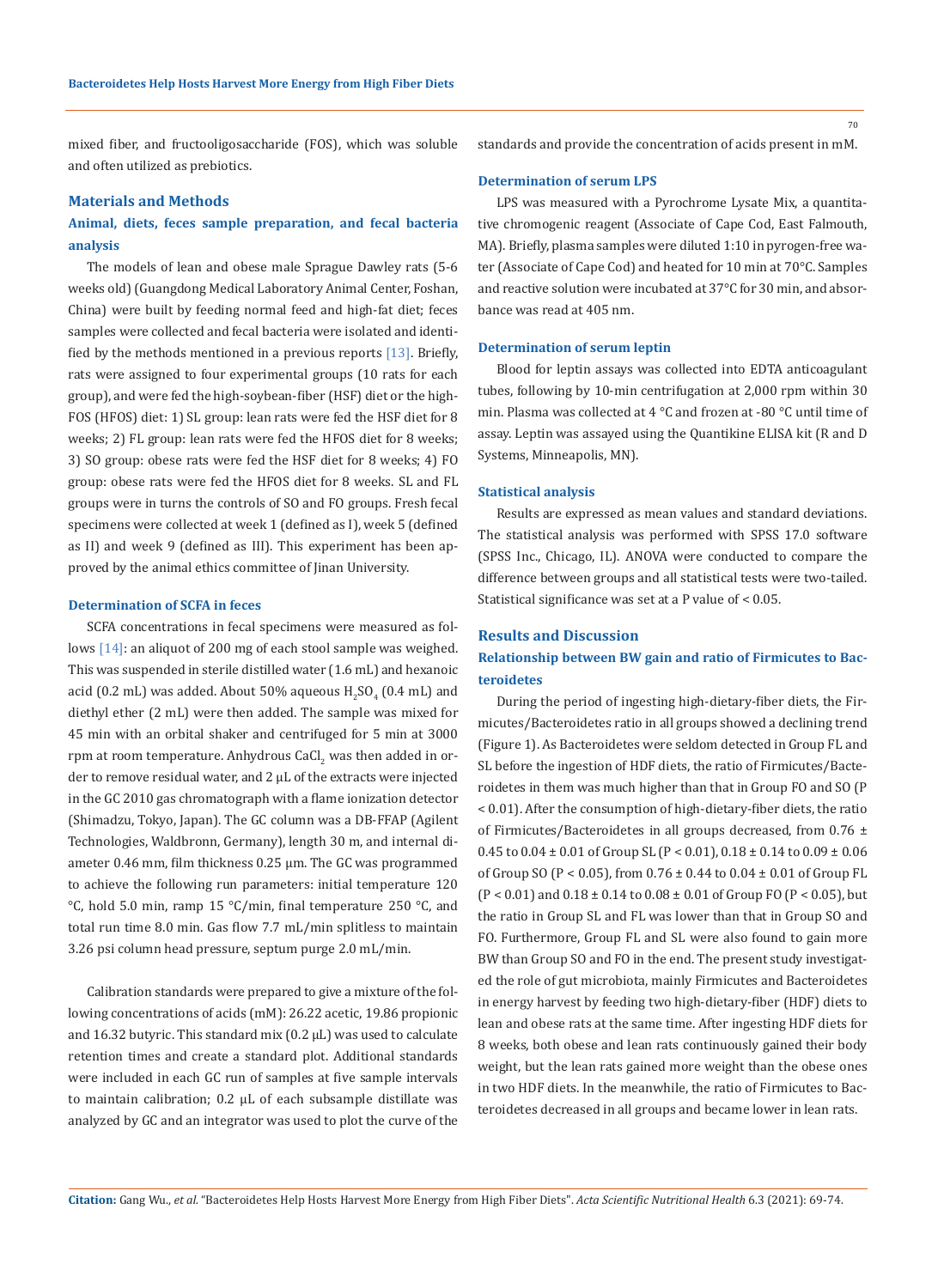mixed fiber, and fructooligosaccharide (FOS), which was soluble and often utilized as prebiotics.

## Materials and Methods

### Animal, diets, feces sample preparation, and fecal bacteria analysis

The models of lean and obese male Sprague Dawley rats (5-6 weeks old) (Guangdong Medical Laboratory Animal Center, Foshan, China) were built by feeding normal feed and high-fat diet; feces samples were collected and fecal bacteria were isolated and identified by the methods mentioned in a previous reports [13]. Briefly, rats were assigned to four experimental groups (10 rats for each group), and were fed the high-soybean-fiber (HSF) diet or the high-FOS (HFOS) diet: 1) SL group: lean rats were fed the HSF diet for 8 weeks; 2) FL group: lean rats were fed the HFOS diet for 8 weeks; 3) SO group: obese rats were fed the HSF diet for 8 weeks; 4) FO group: obese rats were fed the HFOS diet for 8 weeks. SL and FL groups were in turns the controls of SO and FO groups. Fresh fecal specimens were collected at week 1 (defined as I), week 5 (defined as II) and week 9 (defined as III). This experiment has been approved by the animal ethics committee of Jinan University.

#### Determination of SCFA in feces

SCFA concentrations in fecal specimens were measured as follows [14]: an aliquot of 200 mg of each stool sample was weighed. This was suspended in sterile distilled water (1.6 mL) and hexanoic acid (0.2 mL) was added. About 50% aqueous $H_2SO_4$ (0.4 mL) and diethyl ether (2 mL) were then added. The sample was mixed for 45 min with an orbital shaker and centrifuged for 5 min at 3000 rpm at room temperature. Anhydrous $CaCl_2$ was then added in order to remove residual water, and 2 μL of the extracts were injected in the GC 2010 gas chromatograph with a flame ionization detector (Shimadzu, Tokyo, Japan). The GC column was a DB-FFAP (Agilent Technologies, Waldbronn, Germany), length 30 m, and internal diameter 0.46 mm, film thickness 0.25 μm. The GC was programmed to achieve the following run parameters: initial temperature 120 °C, hold 5.0 min, ramp 15 °C/min, final temperature 250 °C, and total run time 8.0 min. Gas flow 7.7 mL/min splitless to maintain 3.26 psi column head pressure, septum purge 2.0 mL/min.

Calibration standards were prepared to give a mixture of the following concentrations of acids (mM): 26.22 acetic, 19.86 propionic and 16.32 butyric. This standard mix (0.2 μL) was used to calculate retention times and create a standard plot. Additional standards were included in each GC run of samples at five sample intervals to maintain calibration; 0.2 μL of each subsample distillate was analyzed by GC and an integrator was used to plot the curve of the standards and provide the concentration of acids present in mM.

#### Determination of serum LPS

LPS was measured with a Pyrochrome Lysate Mix, a quantitative chromogenic reagent (Associate of Cape Cod, East Falmouth, MA). Briefly, plasma samples were diluted 1:10 in pyrogen-free water (Associate of Cape Cod) and heated for 10 min at 70°C. Samples and reactive solution were incubated at 37°C for 30 min, and absorbance was read at 405 nm.

#### Determination of serum leptin

Blood for leptin assays was collected into EDTA anticoagulant tubes, following by 10-min centrifugation at 2,000 rpm within 30 min. Plasma was collected at 4 °C and frozen at -80 °C until time of assay. Leptin was assayed using the Quantikine ELISA kit (R and D Systems, Minneapolis, MN).

#### Statistical analysis

Results are expressed as mean values and standard deviations. The statistical analysis was performed with SPSS 17.0 software (SPSS Inc., Chicago, IL). ANOVA were conducted to compare the difference between groups and all statistical tests were two-tailed. Statistical significance was set at a P value of < 0.05.

## Results and Discussion

### Relationship between BW gain and ratio of Firmicutes to Bacteroidetes

During the period of ingesting high-dietary-fiber diets, the Firmicutes/Bacteroidetes ratio in all groups showed a declining trend (Figure 1). As Bacteroidetes were seldom detected in Group FL and SL before the ingestion of HDF diets, the ratio of Firmicutes/Bacteroidetes in them was much higher than that in Group FO and SO ($P < 0.01$). After the consumption of high-dietary-fiber diets, the ratio of Firmicutes/Bacteroidetes in all groups decreased, from 0.76 ± 0.45 to 0.04 ± 0.01 of Group SL ($P < 0.01$), 0.18 ± 0.14 to 0.09 ± 0.06 of Group SO ($P < 0.05$), from 0.76 ± 0.44 to 0.04 ± 0.01 of Group FL ($P < 0.01$) and 0.18 ± 0.14 to 0.08 ± 0.01 of Group FO ($P < 0.05$), but the ratio in Group SL and FL was lower than that in Group SO and FO. Furthermore, Group FL and SL were also found to gain more BW than Group SO and FO in the end. The present study investigated the role of gut microbiota, mainly Firmicutes and Bacteroidetes in energy harvest by feeding two high-dietary-fiber (HDF) diets to lean and obese rats at the same time. After ingesting HDF diets for 8 weeks, both obese and lean rats continuously gained their body weight, but the lean rats gained more weight than the obese ones in two HDF diets. In the meanwhile, the ratio of Firmicutes to Bacteroidetes decreased in all groups and became lower in lean rats.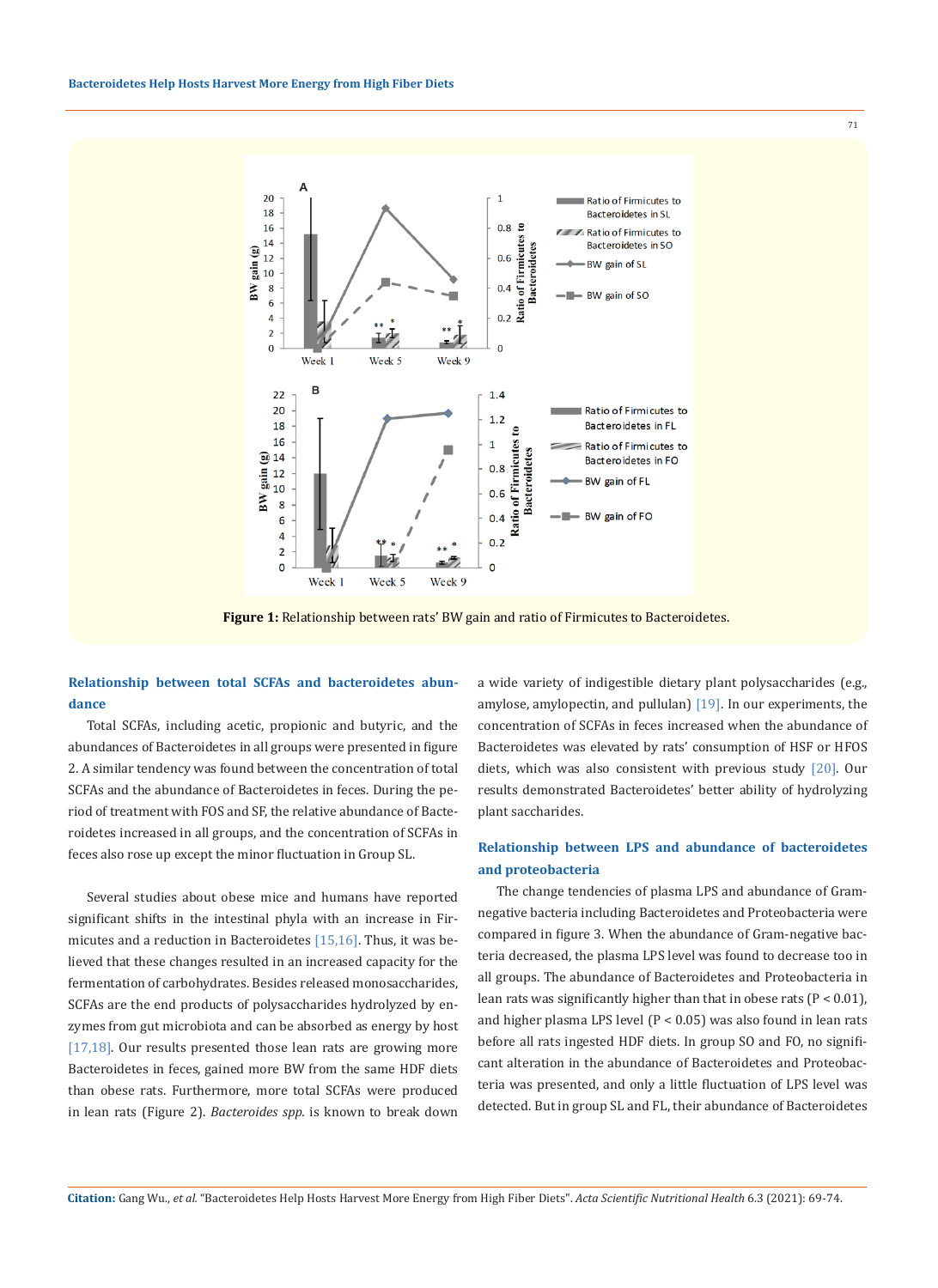Figure 1: Relationship between rats' BW gain and ratio of Firmicutes to Bacteroidetes.

### Relationship between total SCFAs and bacteroidetes abundance

Total SCFAs, including acetic, propionic and butyric, and the abundances of Bacteroidetes in all groups were presented in figure 2. A similar tendency was found between the concentration of total SCFAs and the abundance of Bacteroidetes in feces. During the period of treatment with FOS and SF, the relative abundance of Bacteroidetes increased in all groups, and the concentration of SCFAs in feces also rose up except the minor fluctuation in Group SL.

Several studies about obese mice and humans have reported significant shifts in the intestinal phyla with an increase in Firmicutes and a reduction in Bacteroidetes [15,16]. Thus, it was believed that these changes resulted in an increased capacity for the fermentation of carbohydrates. Besides released monosaccharides, SCFAs are the end products of polysaccharides hydrolyzed by enzymes from gut microbiota and can be absorbed as energy by host [17,18]. Our results presented those lean rats are growing more Bacteroidetes in feces, gained more BW from the same HDF diets than obese rats. Furthermore, more total SCFAs were produced in lean rats (Figure 2). *Bacteroides spp.* is known to break down a wide variety of indigestible dietary plant polysaccharides (e.g., amylose, amylopectin, and pullulan) [19]. In our experiments, the concentration of SCFAs in feces increased when the abundance of Bacteroidetes was elevated by rats' consumption of HSF or HFOS diets, which was also consistent with previous study [20]. Our results demonstrated Bacteroidetes' better ability of hydrolyzing plant saccharides.

### Relationship between LPS and abundance of bacteroidetes and proteobacteria

The change tendencies of plasma LPS and abundance of Gram-negative bacteria including Bacteroidetes and Proteobacteria were compared in figure 3. When the abundance of Gram-negative bacteria decreased, the plasma LPS level was found to decrease too in all groups. The abundance of Bacteroidetes and Proteobacteria in lean rats was significantly higher than that in obese rats ($P < 0.01$), and higher plasma LPS level ($P < 0.05$) was also found in lean rats before all rats ingested HDF diets. In group SO and FO, no significant alteration in the abundance of Bacteroidetes and Proteobacteria was presented, and only a little fluctuation of LPS level was detected. But in group SL and FL, their abundance of Bacteroidetes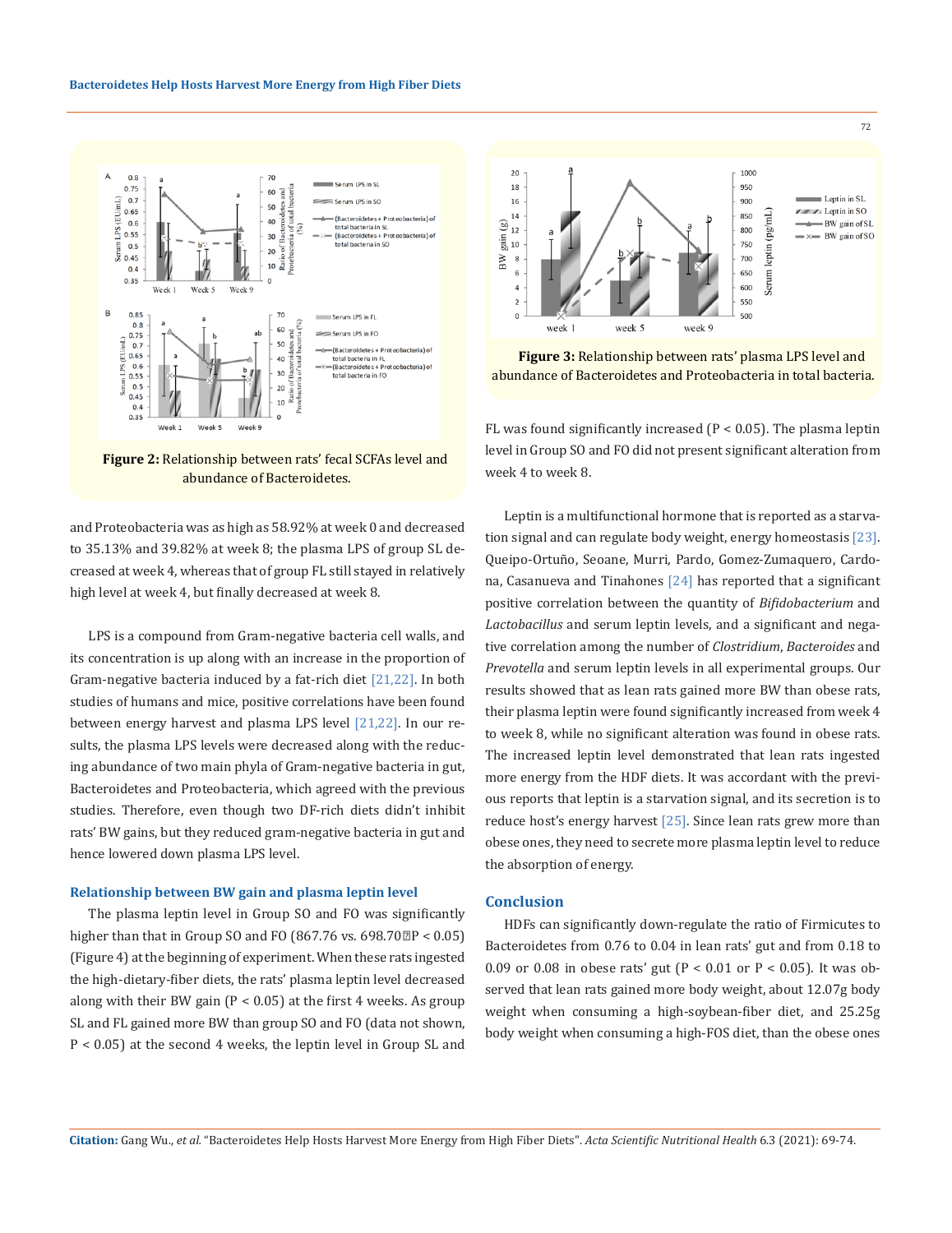Figure 2: Relationship between rats' fecal SCFAs level and abundance of Bacteroidetes.

Figure 3: Relationship between rats' plasma LPS level and abundance of Bacteroidetes and Proteobacteria in total bacteria.

and Proteobacteria was as high as 58.92% at week 0 and decreased to 35.13% and 39.82% at week 8; the plasma LPS of group SL decreased at week 4, whereas that of group FL still stayed in relatively high level at week 4, but finally decreased at week 8.

LPS is a compound from Gram-negative bacteria cell walls, and its concentration is up along with an increase in the proportion of Gram-negative bacteria induced by a fat-rich diet [21,22]. In both studies of humans and mice, positive correlations have been found between energy harvest and plasma LPS level [21,22]. In our results, the plasma LPS levels were decreased along with the reducing abundance of two main phyla of Gram-negative bacteria in gut, Bacteroidetes and Proteobacteria, which agreed with the previous studies. Therefore, even though two DF-rich diets didn't inhibit rats' BW gains, but they reduced gram-negative bacteria in gut and hence lowered down plasma LPS level.

### Relationship between BW gain and plasma leptin level

The plasma leptin level in Group SO and FO was significantly higher than that in Group SO and FO (867.76 vs. 698.70 $P < 0.05$) (Figure 4) at the beginning of experiment. When these rats ingested the high-dietary-fiber diets, the rats' plasma leptin level decreased along with their BW gain ($P < 0.05$) at the first 4 weeks. As group SL and FL gained more BW than group SO and FO (data not shown, $P < 0.05$) at the second 4 weeks, the leptin level in Group SL and FL was found significantly increased ($P < 0.05$). The plasma leptin level in Group SO and FO did not present significant alteration from week 4 to week 8.

Leptin is a multifunctional hormone that is reported as a starvation signal and can regulate body weight, energy homeostasis [23]. Queipo-Ortuño, Seoane, Murri, Pardo, Gomez-Zumaquero, Cardona, Casanueva and Tinahones [24] has reported that a significant positive correlation between the quantity of *Bifidobacterium* and *Lactobacillus* and serum leptin levels, and a significant and negative correlation among the number of *Clostridium*, *Bacteroides* and *Prevotella* and serum leptin levels in all experimental groups. Our results showed that as lean rats gained more BW than obese rats, their plasma leptin were found significantly increased from week 4 to week 8, while no significant alteration was found in obese rats. The increased leptin level demonstrated that lean rats ingested more energy from the HDF diets. It was accordant with the previous reports that leptin is a starvation signal, and its secretion is to reduce host's energy harvest [25]. Since lean rats grew more than obese ones, they need to secrete more plasma leptin level to reduce the absorption of energy.

## Conclusion

HDFs can significantly down-regulate the ratio of Firmicutes to Bacteroidetes from 0.76 to 0.04 in lean rats' gut and from 0.18 to 0.09 or 0.08 in obese rats' gut ($P < 0.01$ or $P < 0.05$). It was observed that lean rats gained more body weight, about 12.07g body weight when consuming a high-soybean-fiber diet, and 25.25g body weight when consuming a high-FOS diet, than the obese ones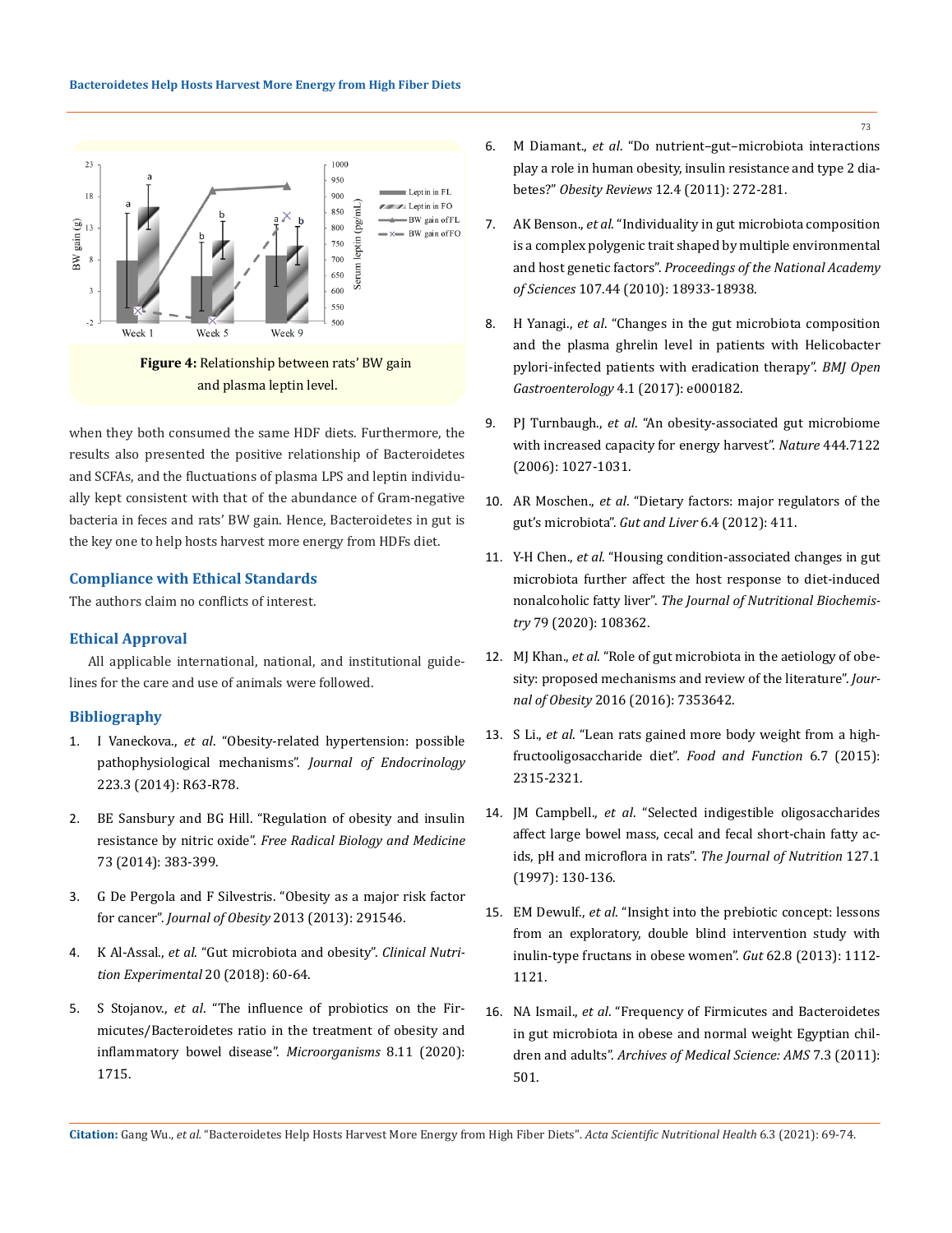Figure 4: Relationship between rats' BW gain and plasma leptin level.

when they both consumed the same HDF diets. Furthermore, the results also presented the positive relationship of Bacteroidetes and SCFAs, and the fluctuations of plasma LPS and leptin individually kept consistent with that of the abundance of Gram-negative bacteria in feces and rats' BW gain. Hence, Bacteroidetes in gut is the key one to help hosts harvest more energy from HDFs diet.

## Compliance with Ethical Standards

The authors claim no conflicts of interest.

## Ethical Approval

All applicable international, national, and institutional guidelines for the care and use of animals were followed.

## Bibliography

1. I Vaneckova., *et al*. "Obesity-related hypertension: possible pathophysiological mechanisms". *Journal of Endocrinology* 223.3 (2014): R63-R78.
2. BE Sansbury and BG Hill. "Regulation of obesity and insulin resistance by nitric oxide". *Free Radical Biology and Medicine* 73 (2014): 383-399.
3. G De Pergola and F Silvestris. "Obesity as a major risk factor for cancer". *Journal of Obesity* 2013 (2013): 291546.
4. K Al-Assal., *et al*. "Gut microbiota and obesity". *Clinical Nutrition Experimental* 20 (2018): 60-64.
5. S Stojanov., *et al*. "The influence of probiotics on the Firmicutes/Bacteroidetes ratio in the treatment of obesity and inflammatory bowel disease". *Microorganisms* 8.11 (2020): 1715.
6. M Diamant., *et al*. "Do nutrient–gut–microbiota interactions play a role in human obesity, insulin resistance and type 2 diabetes?" *Obesity Reviews* 12.4 (2011): 272-281.
7. AK Benson., *et al*. "Individuality in gut microbiota composition is a complex polygenic trait shaped by multiple environmental and host genetic factors". *Proceedings of the National Academy of Sciences* 107.44 (2010): 18933-18938.
8. H Yanagi., *et al*. "Changes in the gut microbiota composition and the plasma ghrelin level in patients with Helicobacter pylori-infected patients with eradication therapy". *BMJ Open Gastroenterology* 4.1 (2017): e000182.
9. PJ Turnbaugh., *et al*. "An obesity-associated gut microbiome with increased capacity for energy harvest". *Nature* 444.7122 (2006): 1027-1031.
10. AR Moschen., *et al*. "Dietary factors: major regulators of the gut's microbiota". *Gut and Liver* 6.4 (2012): 411.
11. Y-H Chen., *et al*. "Housing condition-associated changes in gut microbiota further affect the host response to diet-induced nonalcoholic fatty liver". *The Journal of Nutritional Biochemistry* 79 (2020): 108362.
12. MJ Khan., *et al*. "Role of gut microbiota in the aetiology of obesity: proposed mechanisms and review of the literature". *Journal of Obesity* 2016 (2016): 7353642.
13. S Li., *et al*. "Lean rats gained more body weight from a high-fructooligosaccharide diet". *Food and Function* 6.7 (2015): 2315-2321.
14. JM Campbell., *et al*. "Selected indigestible oligosaccharides affect large bowel mass, cecal and fecal short-chain fatty acids, pH and microflora in rats". *The Journal of Nutrition* 127.1 (1997): 130-136.
15. EM Dewulf., *et al*. "Insight into the prebiotic concept: lessons from an exploratory, double blind intervention study with inulin-type fructans in obese women". *Gut* 62.8 (2013): 1112-1121.
16. NA Ismail., *et al*. "Frequency of Firmicutes and Bacteroidetes in gut microbiota in obese and normal weight Egyptian children and adults". *Archives of Medical Science: AMS* 7.3 (2011): 501.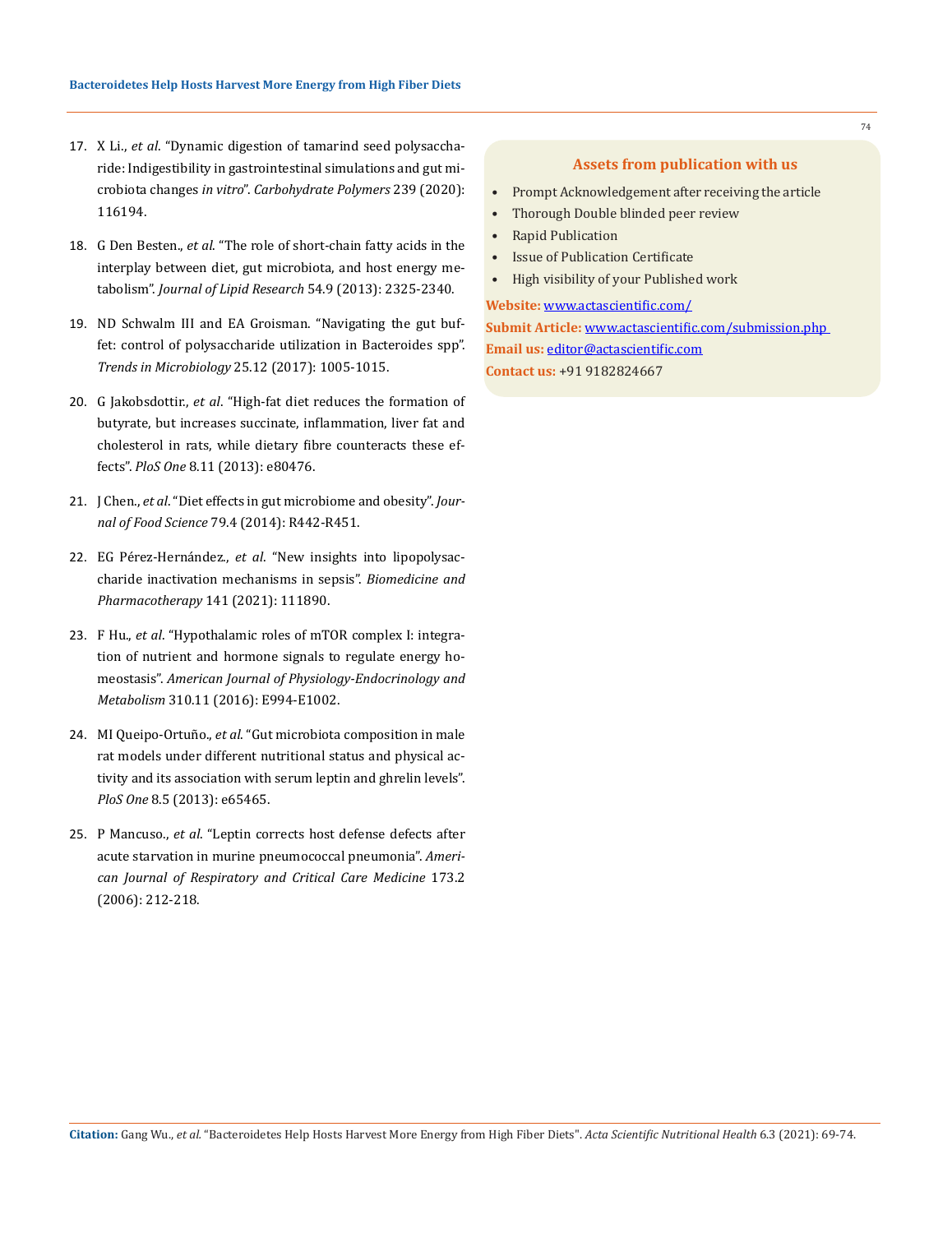17. X Li., *et al*. "Dynamic digestion of tamarind seed polysaccharide: Indigestibility in gastrointestinal simulations and gut microbiota changes *in vitro*". *Carbohydrate Polymers* 239 (2020): 116194.

18. G Den Besten., *et al*. "The role of short-chain fatty acids in the interplay between diet, gut microbiota, and host energy metabolism". *Journal of Lipid Research* 54.9 (2013): 2325-2340.

19. ND Schwalm III and EA Groisman. "Navigating the gut buffet: control of polysaccharide utilization in Bacteroides spp". *Trends in Microbiology* 25.12 (2017): 1005-1015.

20. G Jakobsdottir., *et al*. "High-fat diet reduces the formation of butyrate, but increases succinate, inflammation, liver fat and cholesterol in rats, while dietary fibre counteracts these effects". *PloS One* 8.11 (2013): e80476.

21. J Chen., *et al*. "Diet effects in gut microbiome and obesity". *Journal of Food Science* 79.4 (2014): R442-R451.

22. EG Pérez-Hernández., *et al*. "New insights into lipopolysaccharide inactivation mechanisms in sepsis". *Biomedicine and Pharmacotherapy* 141 (2021): 111890.

23. F Hu., *et al*. "Hypothalamic roles of mTOR complex I: integration of nutrient and hormone signals to regulate energy homeostasis". *American Journal of Physiology-Endocrinology and Metabolism* 310.11 (2016): E994-E1002.

24. MI Queipo-Ortuño., *et al*. "Gut microbiota composition in male rat models under different nutritional status and physical activity and its association with serum leptin and ghrelin levels". *PloS One* 8.5 (2013): e65465.

25. P Mancuso., *et al*. "Leptin corrects host defense defects after acute starvation in murine pneumococcal pneumonia". *American Journal of Respiratory and Critical Care Medicine* 173.2 (2006): 212-218.

### Assets from publication with us

- Prompt Acknowledgement after receiving the article
- Thorough Double blinded peer review
- Rapid Publication
- Issue of Publication Certificate
- High visibility of your Published work

**Website:** www.actascientific.com/
**Submit Article:** www.actascientific.com/submission.php
**Email us:** editor@actascientific.com
**Contact us:** +91 9182824667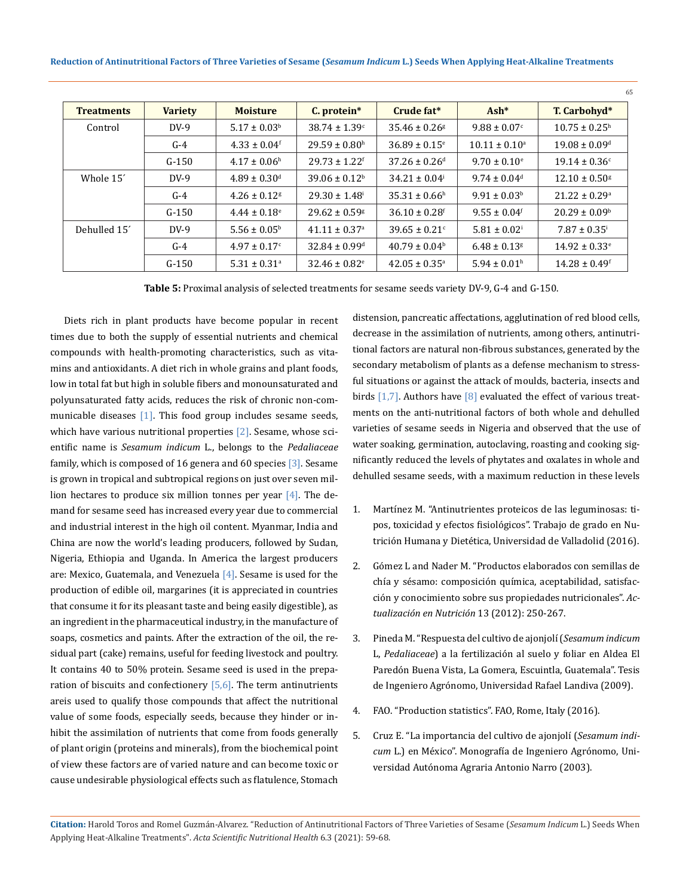| Treatments | Variety | Moisture | C. protein* | Crude fat* | Ash* | T. Carbohyd* |
|---|---|---|---|---|---|---|
| Control | DV-9 | 5.17 ± 0.03$^{b}$ | 38.74 ± 1.39$^{c}$ | 35.46 ± 0.26$^{g}$ | 9.88 ± 0.07$^{c}$ | 10.75 ± 0.25$^{h}$ |
| | G-4 | 4.33 ± 0.04$^{f}$ | 29.59 ± 0.80$^{h}$ | 36.89 ± 0.15$^{e}$ | 10.11 ± 0.10$^{a}$ | 19.08 ± 0.09$^{d}$ |
| | G-150 | 4.17 ± 0.06$^{h}$ | 29.73 ± 1.22$^{f}$ | 37.26 ± 0.26$^{d}$ | 9.70 ± 0.10$^{e}$ | 19.14 ± 0.36$^{c}$ |
| Whole 15´ | DV-9 | 4.89 ± 0.30$^{d}$ | 39.06 ± 0.12$^{b}$ | 34.21 ± 0.04$^{i}$ | 9.74 ± 0.04$^{d}$ | 12.10 ± 0.50$^{g}$ |
| | G-4 | 4.26 ± 0.12$^{g}$ | 29.30 ± 1.48$^{i}$ | 35.31 ± 0.66$^{h}$ | 9.91 ± 0.03$^{b}$ | 21.22 ± 0.29$^{a}$ |
| | G-150 | 4.44 ± 0.18$^{e}$ | 29.62 ± 0.59$^{g}$ | 36.10 ± 0.28$^{f}$ | 9.55 ± 0.04$^{f}$ | 20.29 ± 0.09$^{b}$ |
| Dehulled 15´ | DV-9 | 5.56 ± 0.05$^{b}$ | 41.11 ± 0.37$^{a}$ | 39.65 ± 0.21$^{c}$ | 5.81 ± 0.02$^{i}$ | 7.87 ± 0.35$^{i}$ |
| | G-4 | 4.97 ± 0.17$^{c}$ | 32.84 ± 0.99$^{d}$ | 40.79 ± 0.04$^{b}$ | 6.48 ± 0.13$^{g}$ | 14.92 ± 0.33$^{e}$ |
| | G-150 | 5.31 ± 0.31$^{a}$ | 32.46 ± 0.82$^{e}$ | 42.05 ± 0.35$^{a}$ | 5.94 ± 0.01$^{h}$ | 14.28 ± 0.49$^{f}$ |

**Table 5:** Proximal analysis of selected treatments for sesame seeds variety DV-9, G-4 and G-150.

Diets rich in plant products have become popular in recent times due to both the supply of essential nutrients and chemical compounds with health-promoting characteristics, such as vitamins and antioxidants. A diet rich in whole grains and plant foods, low in total fat but high in soluble fibers and monounsaturated and polyunsaturated fatty acids, reduces the risk of chronic non-communicable diseases [1]. This food group includes sesame seeds, which have various nutritional properties [2]. Sesame, whose scientific name is *Sesamum indicum* L., belongs to the *Pedaliaceae* family, which is composed of 16 genera and 60 species [3]. Sesame is grown in tropical and subtropical regions on just over seven million hectares to produce six million tonnes per year [4]. The demand for sesame seed has increased every year due to commercial and industrial interest in the high oil content. Myanmar, India and China are now the world's leading producers, followed by Sudan, Nigeria, Ethiopia and Uganda. In America the largest producers are: Mexico, Guatemala, and Venezuela [4]. Sesame is used for the production of edible oil, margarines (it is appreciated in countries that consume it for its pleasant taste and being easily digestible), as an ingredient in the pharmaceutical industry, in the manufacture of soaps, cosmetics and paints. After the extraction of the oil, the residual part (cake) remains, useful for feeding livestock and poultry. It contains 40 to 50% protein. Sesame seed is used in the preparation of biscuits and confectionery [5,6]. The term antinutrients areis used to qualify those compounds that affect the nutritional value of some foods, especially seeds, because they hinder or inhibit the assimilation of nutrients that come from foods generally of plant origin (proteins and minerals), from the biochemical point of view these factors are of varied nature and can become toxic or cause undesirable physiological effects such as flatulence, Stomach distension, pancreatic affectations, agglutination of red blood cells, decrease in the assimilation of nutrients, among others, antinutritional factors are natural non-fibrous substances, generated by the secondary metabolism of plants as a defense mechanism to stressful situations or against the attack of moulds, bacteria, insects and birds [1,7]. Authors have [8] evaluated the effect of various treatments on the anti-nutritional factors of both whole and dehulled varieties of sesame seeds in Nigeria and observed that the use of water soaking, germination, autoclaving, roasting and cooking significantly reduced the levels of phytates and oxalates in whole and dehulled sesame seeds, with a maximum reduction in these levels

1. Martínez M. "Antinutrientes proteicos de las leguminosas: tipos, toxicidad y efectos fisiológicos". Trabajo de grado en Nutrición Humana y Dietética, Universidad de Valladolid (2016).
2. Gómez L and Nader M. "Productos elaborados con semillas de chía y sésamo: composición química, aceptabilidad, satisfacción y conocimiento sobre sus propiedades nutricionales". *Actualización en Nutrición* 13 (2012): 250-267.
3. Pineda M. "Respuesta del cultivo de ajonjolí (*Sesamum indicum* L, *Pedaliaceae*) a la fertilización al suelo y foliar en Aldea El Paredón Buena Vista, La Gomera, Escuintla, Guatemala". Tesis de Ingeniero Agrónomo, Universidad Rafael Landiva (2009).
4. FAO. "Production statistics". FAO, Rome, Italy (2016).
5. Cruz E. "La importancia del cultivo de ajonjolí (*Sesamum indicum* L.) en México". Monografía de Ingeniero Agrónomo, Universidad Autónoma Agraria Antonio Narro (2003).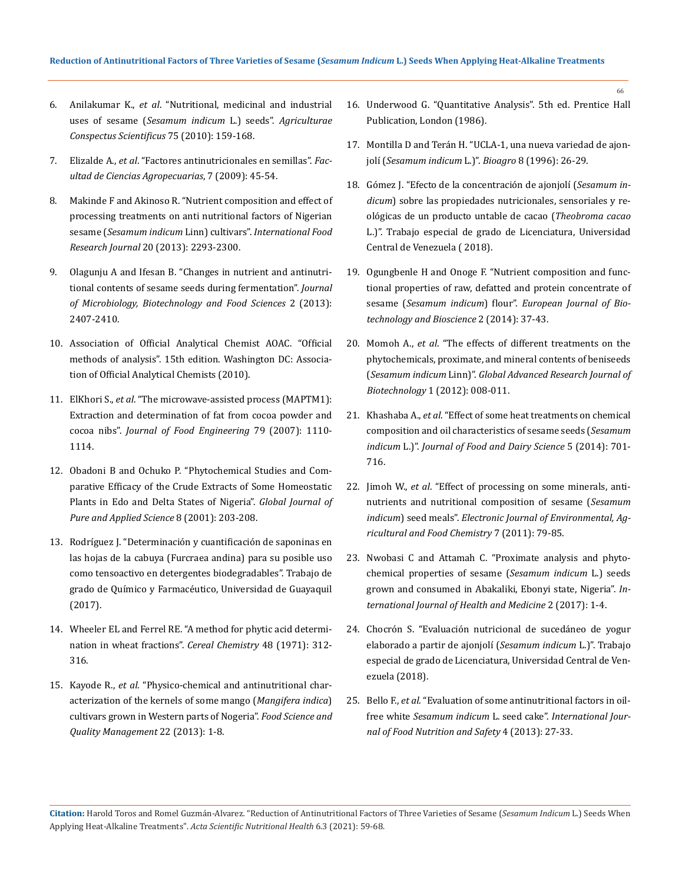6. Anilakumar K., *et al*. "Nutritional, medicinal and industrial uses of sesame (*Sesamum indicum* L.) seeds". *Agriculturae Conspectus Scientificus* 75 (2010): 159-168.
7. Elizalde A., *et al*. "Factores antinutricionales en semillas". *Facultad de Ciencias Agropecuarias*, 7 (2009): 45-54.
8. Makinde F and Akinoso R. "Nutrient composition and effect of processing treatments on anti nutritional factors of Nigerian sesame (*Sesamum indicum* Linn) cultivars". *International Food Research Journal* 20 (2013): 2293-2300.
9. Olagunju A and Ifesan B. "Changes in nutrient and antinutritional contents of sesame seeds during fermentation". *Journal of Microbiology, Biotechnology and Food Sciences* 2 (2013): 2407-2410.
10. Association of Official Analytical Chemist AOAC. "Official methods of analysis". 15th edition. Washington DC: Association of Official Analytical Chemists (2010).
11. ElKhori S., *et al*. "The microwave-assisted process (MAPTM1): Extraction and determination of fat from cocoa powder and cocoa nibs". *Journal of Food Engineering* 79 (2007): 1110-1114.
12. Obadoni B and Ochuko P. "Phytochemical Studies and Comparative Efficacy of the Crude Extracts of Some Homeostatic Plants in Edo and Delta States of Nigeria". *Global Journal of Pure and Applied Science* 8 (2001): 203-208.
13. Rodríguez J. "Determinación y cuantificación de saponinas en las hojas de la cabuya (Furcraea andina) para su posible uso como tensoactivo en detergentes biodegradables". Trabajo de grado de Químico y Farmacéutico, Universidad de Guayaquil (2017).
14. Wheeler EL and Ferrel RE. "A method for phytic acid determination in wheat fractions". *Cereal Chemistry* 48 (1971): 312-316.
15. Kayode R., *et al*. "Physico-chemical and antinutritional characterization of the kernels of some mango (*Mangifera indica*) cultivars grown in Western parts of Nogeria". *Food Science and Quality Management* 22 (2013): 1-8.
16. Underwood G. "Quantitative Analysis". 5th ed. Prentice Hall Publication, London (1986).
17. Montilla D and Terán H. "UCLA-1, una nueva variedad de ajonjolí (*Sesamum indicum* L.)". *Bioagro* 8 (1996): 26-29.
18. Gómez J. "Efecto de la concentración de ajonjolí (*Sesamum indicum*) sobre las propiedades nutricionales, sensoriales y reológicas de un producto untable de cacao (*Theobroma cacao* L.)". Trabajo especial de grado de Licenciatura, Universidad Central de Venezuela ( 2018).
19. Ogungbenle H and Onoge F. "Nutrient composition and functional properties of raw, defatted and protein concentrate of sesame (*Sesamum indicum*) flour". *European Journal of Biotechnology and Bioscience* 2 (2014): 37-43.
20. Momoh A., *et al*. "The effects of different treatments on the phytochemicals, proximate, and mineral contents of beniseeds (*Sesamum indicum* Linn)". *Global Advanced Research Journal of Biotechnology* 1 (2012): 008-011.
21. Khashaba A., *et al*. "Effect of some heat treatments on chemical composition and oil characteristics of sesame seeds (*Sesamum indicum* L.)". *Journal of Food and Dairy Science* 5 (2014): 701-716.
22. Jimoh W., *et al*. "Effect of processing on some minerals, antinutrients and nutritional composition of sesame (*Sesamum indicum*) seed meals". *Electronic Journal of Environmental, Agricultural and Food Chemistry* 7 (2011): 79-85.
23. Nwobasi C and Attamah C. "Proximate analysis and phytochemical properties of sesame (*Sesamum indicum* L.) seeds grown and consumed in Abakaliki, Ebonyi state, Nigeria". *International Journal of Health and Medicine* 2 (2017): 1-4.
24. Chocrón S. "Evaluación nutricional de sucedáneo de yogur elaborado a partir de ajonjolí (*Sesamum indicum* L.)". Trabajo especial de grado de Licenciatura, Universidad Central de Venezuela (2018).
25. Bello F., *et al*. "Evaluation of some antinutritional factors in oil-free white *Sesamum indicum* L. seed cake". *International Journal of Food Nutrition and Safety* 4 (2013): 27-33.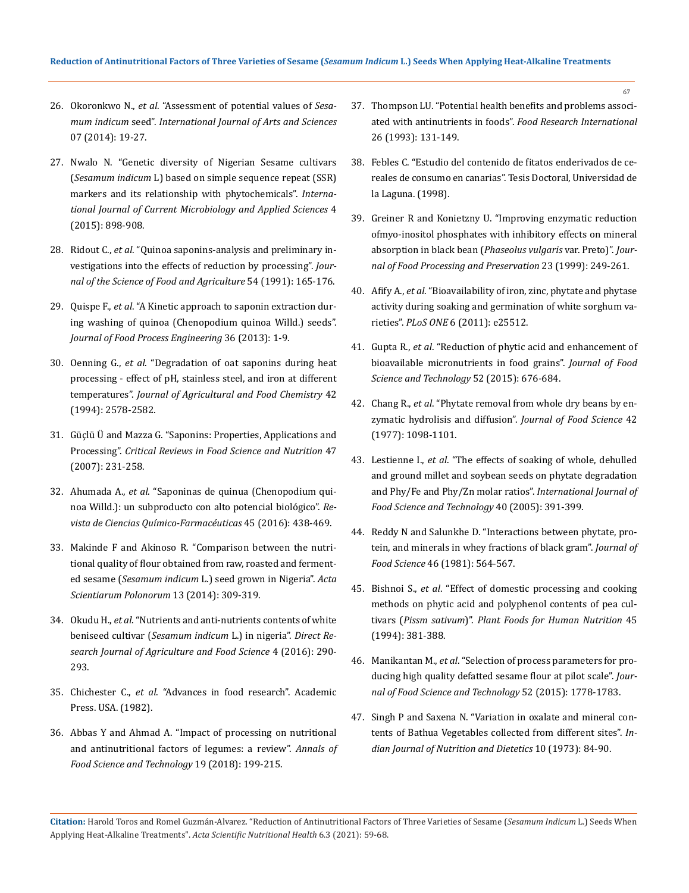26. Okoronkwo N., *et al*. "Assessment of potential values of *Sesamum indicum* seed". *International Journal of Arts and Sciences* 07 (2014): 19-27.

27. Nwalo N. "Genetic diversity of Nigerian Sesame cultivars (*Sesamum indicum* L) based on simple sequence repeat (SSR) markers and its relationship with phytochemicals". *International Journal of Current Microbiology and Applied Sciences* 4 (2015): 898-908.

28. Ridout C., *et al*. "Quinoa saponins-analysis and preliminary investigations into the effects of reduction by processing". *Journal of the Science of Food and Agriculture* 54 (1991): 165-176.

29. Quispe F., *et al*. "A Kinetic approach to saponin extraction during washing of quinoa (Chenopodium quinoa Willd.) seeds". *Journal of Food Process Engineering* 36 (2013): 1-9.

30. Oenning G., *et al*. "Degradation of oat saponins during heat processing - effect of pH, stainless steel, and iron at different temperatures". *Journal of Agricultural and Food Chemistry* 42 (1994): 2578-2582.

31. Güçlü Ü and Mazza G. "Saponins: Properties, Applications and Processing". *Critical Reviews in Food Science and Nutrition* 47 (2007): 231-258.

32. Ahumada A., *et al*. "Saponinas de quinua (Chenopodium quinoa Willd.): un subproducto con alto potencial biológico". *Revista de Ciencias Químico-Farmacéuticas* 45 (2016): 438-469.

33. Makinde F and Akinoso R. "Comparison between the nutritional quality of flour obtained from raw, roasted and fermented sesame (*Sesamum indicum* L.) seed grown in Nigeria". *Acta Scientiarum Polonorum* 13 (2014): 309-319.

34. Okudu H., *et al*. "Nutrients and anti-nutrients contents of white beniseed cultivar (*Sesamum indicum* L.) in nigeria". *Direct Research Journal of Agriculture and Food Science* 4 (2016): 290-293.

35. Chichester C., *et al*. "Advances in food research". Academic Press. USA. (1982).

36. Abbas Y and Ahmad A. "Impact of processing on nutritional and antinutritional factors of legumes: a review". *Annals of Food Science and Technology* 19 (2018): 199-215.

37. Thompson LU. "Potential health benefits and problems associated with antinutrients in foods". *Food Research International* 26 (1993): 131-149.

38. Febles C. "Estudio del contenido de fitatos enderivados de cereales de consumo en canarias". Tesis Doctoral, Universidad de la Laguna. (1998).

39. Greiner R and Konietzny U. "Improving enzymatic reduction ofmyo-inositol phosphates with inhibitory effects on mineral absorption in black bean (*Phaseolus vulgaris* var. Preto)". *Journal of Food Processing and Preservation* 23 (1999): 249-261.

40. Afify A., *et al*. "Bioavailability of iron, zinc, phytate and phytase activity during soaking and germination of white sorghum varieties". *PLoS ONE* 6 (2011): e25512.

41. Gupta R., *et al*. "Reduction of phytic acid and enhancement of bioavailable micronutrients in food grains". *Journal of Food Science and Technology* 52 (2015): 676-684.

42. Chang R., *et al*. "Phytate removal from whole dry beans by enzymatic hydrolisis and diffusion". *Journal of Food Science* 42 (1977): 1098-1101.

43. Lestienne I., *et al*. "The effects of soaking of whole, dehulled and ground millet and soybean seeds on phytate degradation and Phy/Fe and Phy/Zn molar ratios". *International Journal of Food Science and Technology* 40 (2005): 391-399.

44. Reddy N and Salunkhe D. "Interactions between phytate, protein, and minerals in whey fractions of black gram". *Journal of Food Science* 46 (1981): 564-567.

45. Bishnoi S., *et al*. "Effect of domestic processing and cooking methods on phytic acid and polyphenol contents of pea cultivars (*Pissm sativum*)". *Plant Foods for Human Nutrition* 45 (1994): 381-388.

46. Manikantan M., *et al*. "Selection of process parameters for producing high quality defatted sesame flour at pilot scale". *Journal of Food Science and Technology* 52 (2015): 1778-1783.

47. Singh P and Saxena N. "Variation in oxalate and mineral contents of Bathua Vegetables collected from different sites". *Indian Journal of Nutrition and Dietetics* 10 (1973): 84-90.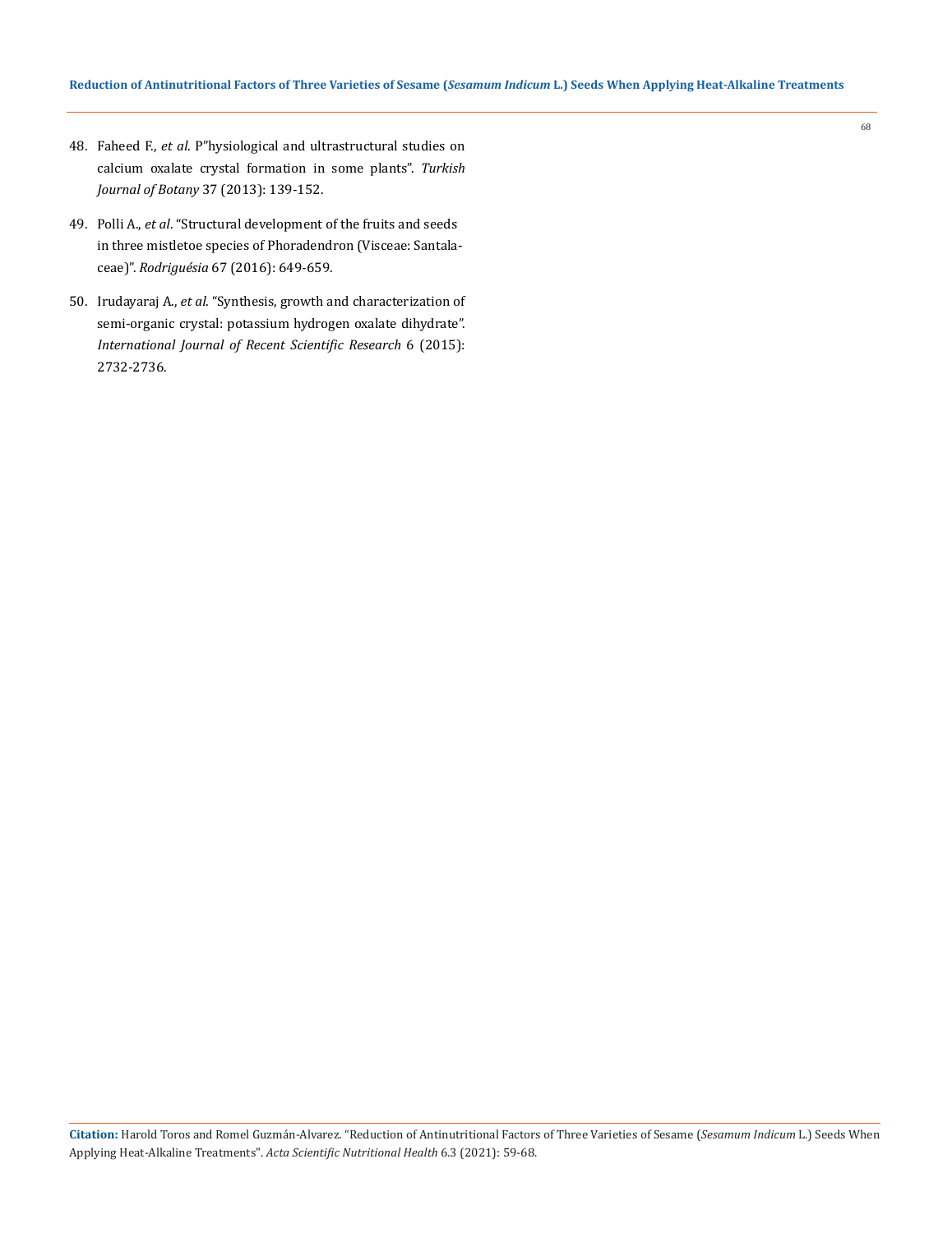48. Faheed F., *et al*. P"hysiological and ultrastructural studies on calcium oxalate crystal formation in some plants". *Turkish Journal of Botany* 37 (2013): 139-152.

49. Polli A., *et al*. "Structural development of the fruits and seeds in three mistletoe species of Phoradendron (Visceae: Santalaceae)". *Rodriguésia* 67 (2016): 649-659.

50. Irudayaraj A., *et al.* "Synthesis, growth and characterization of semi-organic crystal: potassium hydrogen oxalate dihydrate". *International Journal of Recent Scientific Research* 6 (2015): 2732-2736.

**Citation:** Harold Toros and Romel Guzmán-Alvarez. "Reduction of Antinutritional Factors of Three Varieties of Sesame (*Sesamum Indicum* L.) Seeds When Applying Heat-Alkaline Treatments". *Acta Scientific Nutritional Health* 6.3 (2021): 59-68.